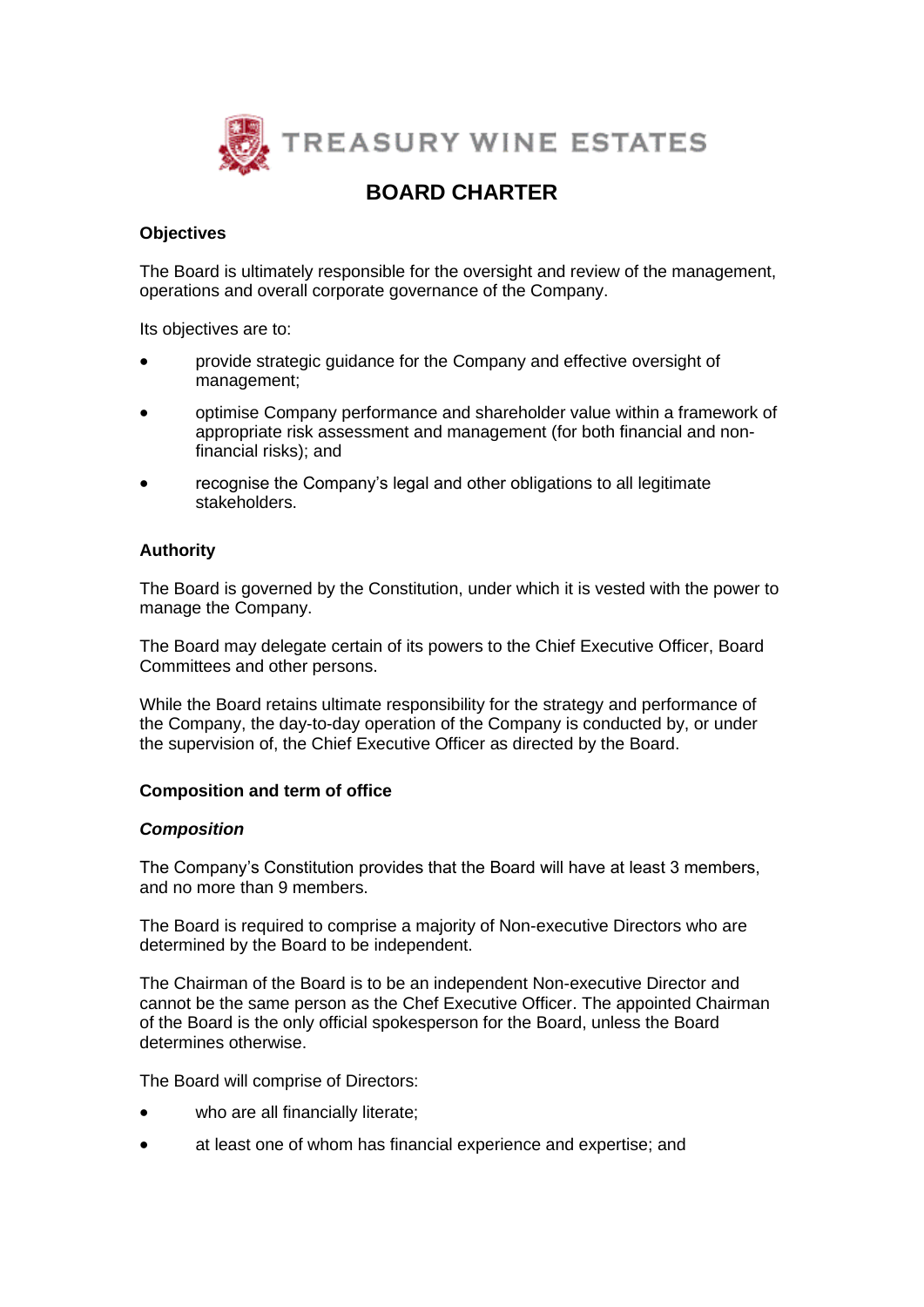TREASURY WINE ESTATES

# BOARD CHARTER

## Objectives

The Board is ultimately responsible for the oversight and review of the management, operations and overall corporate governance of the Company.

Its objectives are to:

- provide strategic guidance for the Company and effective oversight of management;
- optimise Company performance and shareholder value within a framework of appropriate risk assessment and management (for both financial and non-financial risks); and
- recognise the Company's legal and other obligations to all legitimate stakeholders.

## Authority

The Board is governed by the Constitution, under which it is vested with the power to manage the Company.

The Board may delegate certain of its powers to the Chief Executive Officer, Board Committees and other persons.

While the Board retains ultimate responsibility for the strategy and performance of the Company, the day-to-day operation of the Company is conducted by, or under the supervision of, the Chief Executive Officer as directed by the Board.

## Composition and term of office

### *Composition*

The Company's Constitution provides that the Board will have at least 3 members, and no more than 9 members.

The Board is required to comprise a majority of Non-executive Directors who are determined by the Board to be independent.

The Chairman of the Board is to be an independent Non-executive Director and cannot be the same person as the Chef Executive Officer. The appointed Chairman of the Board is the only official spokesperson for the Board, unless the Board determines otherwise.

The Board will comprise of Directors:

- who are all financially literate;
- at least one of whom has financial experience and expertise; and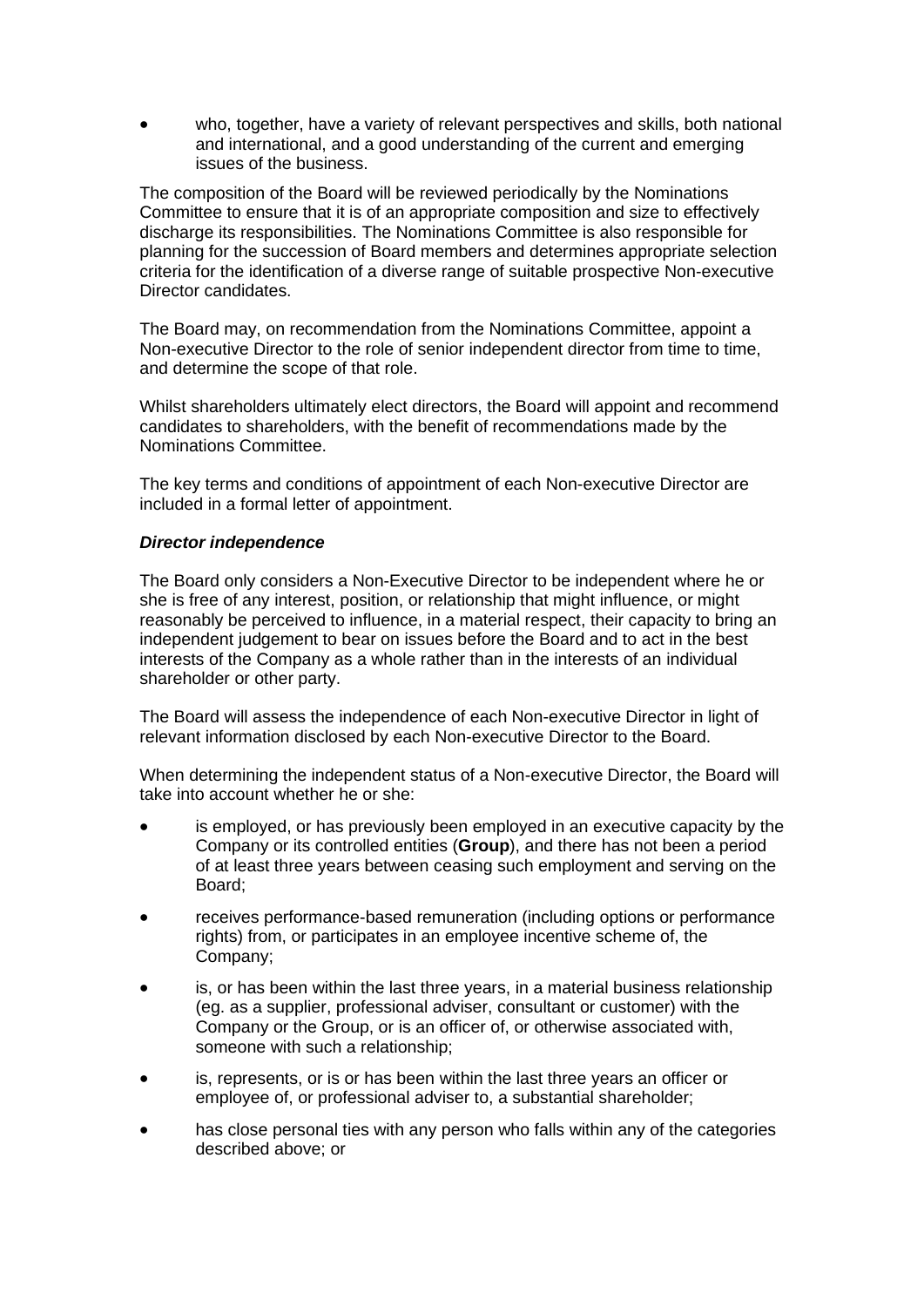- who, together, have a variety of relevant perspectives and skills, both national and international, and a good understanding of the current and emerging issues of the business.

The composition of the Board will be reviewed periodically by the Nominations Committee to ensure that it is of an appropriate composition and size to effectively discharge its responsibilities. The Nominations Committee is also responsible for planning for the succession of Board members and determines appropriate selection criteria for the identification of a diverse range of suitable prospective Non-executive Director candidates.

The Board may, on recommendation from the Nominations Committee, appoint a Non-executive Director to the role of senior independent director from time to time, and determine the scope of that role.

Whilst shareholders ultimately elect directors, the Board will appoint and recommend candidates to shareholders, with the benefit of recommendations made by the Nominations Committee.

The key terms and conditions of appointment of each Non-executive Director are included in a formal letter of appointment.

***Director independence***

The Board only considers a Non-Executive Director to be independent where he or she is free of any interest, position, or relationship that might influence, or might reasonably be perceived to influence, in a material respect, their capacity to bring an independent judgement to bear on issues before the Board and to act in the best interests of the Company as a whole rather than in the interests of an individual shareholder or other party.

The Board will assess the independence of each Non-executive Director in light of relevant information disclosed by each Non-executive Director to the Board.

When determining the independent status of a Non-executive Director, the Board will take into account whether he or she:

- is employed, or has previously been employed in an executive capacity by the Company or its controlled entities (**Group**), and there has not been a period of at least three years between ceasing such employment and serving on the Board;
- receives performance-based remuneration (including options or performance rights) from, or participates in an employee incentive scheme of, the Company;
- is, or has been within the last three years, in a material business relationship (eg. as a supplier, professional adviser, consultant or customer) with the Company or the Group, or is an officer of, or otherwise associated with, someone with such a relationship;
- is, represents, or is or has been within the last three years an officer or employee of, or professional adviser to, a substantial shareholder;
- has close personal ties with any person who falls within any of the categories described above; or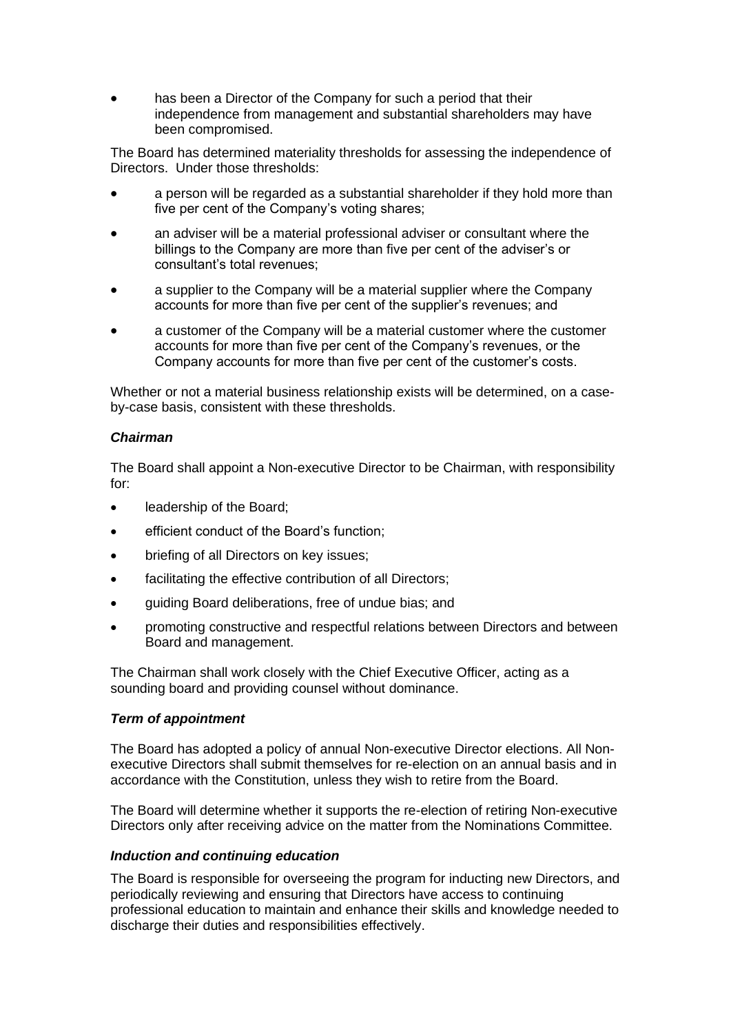- has been a Director of the Company for such a period that their independence from management and substantial shareholders may have been compromised.

The Board has determined materiality thresholds for assessing the independence of Directors. Under those thresholds:

- a person will be regarded as a substantial shareholder if they hold more than five per cent of the Company's voting shares;
- an adviser will be a material professional adviser or consultant where the billings to the Company are more than five per cent of the adviser's or consultant's total revenues;
- a supplier to the Company will be a material supplier where the Company accounts for more than five per cent of the supplier's revenues; and
- a customer of the Company will be a material customer where the customer accounts for more than five per cent of the Company's revenues, or the Company accounts for more than five per cent of the customer's costs.

Whether or not a material business relationship exists will be determined, on a case-by-case basis, consistent with these thresholds.

***Chairman***

The Board shall appoint a Non-executive Director to be Chairman, with responsibility for:

- leadership of the Board;
- efficient conduct of the Board's function;
- briefing of all Directors on key issues;
- facilitating the effective contribution of all Directors;
- guiding Board deliberations, free of undue bias; and
- promoting constructive and respectful relations between Directors and between Board and management.

The Chairman shall work closely with the Chief Executive Officer, acting as a sounding board and providing counsel without dominance.

***Term of appointment***

The Board has adopted a policy of annual Non-executive Director elections. All Non-executive Directors shall submit themselves for re-election on an annual basis and in accordance with the Constitution, unless they wish to retire from the Board.

The Board will determine whether it supports the re-election of retiring Non-executive Directors only after receiving advice on the matter from the Nominations Committee.

***Induction and continuing education***

The Board is responsible for overseeing the program for inducting new Directors, and periodically reviewing and ensuring that Directors have access to continuing professional education to maintain and enhance their skills and knowledge needed to discharge their duties and responsibilities effectively.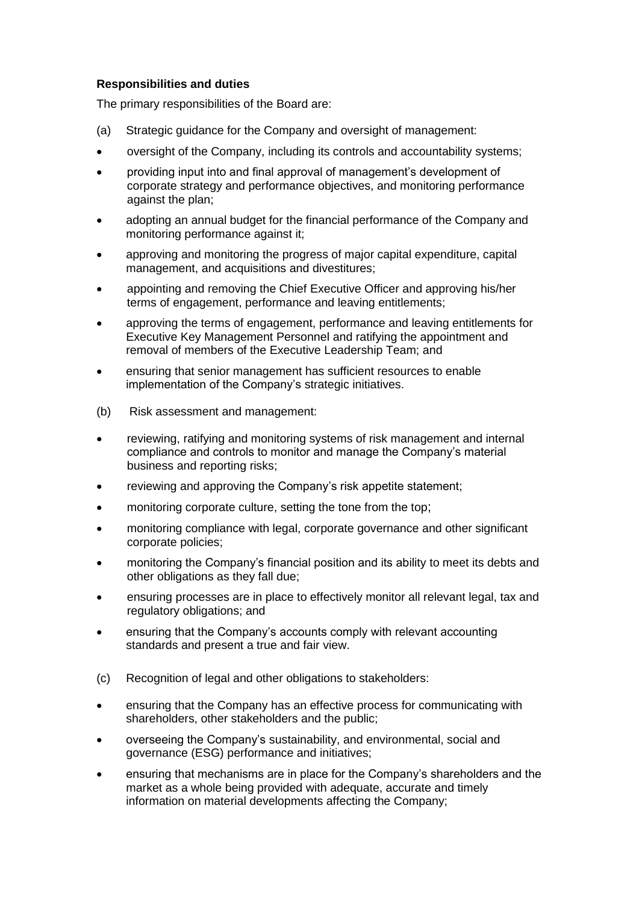**Responsibilities and duties**

The primary responsibilities of the Board are:

(a) Strategic guidance for the Company and oversight of management:

- oversight of the Company, including its controls and accountability systems;
- providing input into and final approval of management's development of corporate strategy and performance objectives, and monitoring performance against the plan;
- adopting an annual budget for the financial performance of the Company and monitoring performance against it;
- approving and monitoring the progress of major capital expenditure, capital management, and acquisitions and divestitures;
- appointing and removing the Chief Executive Officer and approving his/her terms of engagement, performance and leaving entitlements;
- approving the terms of engagement, performance and leaving entitlements for Executive Key Management Personnel and ratifying the appointment and removal of members of the Executive Leadership Team; and
- ensuring that senior management has sufficient resources to enable implementation of the Company's strategic initiatives.

(b) Risk assessment and management:

- reviewing, ratifying and monitoring systems of risk management and internal compliance and controls to monitor and manage the Company's material business and reporting risks;
- reviewing and approving the Company's risk appetite statement;
- monitoring corporate culture, setting the tone from the top;
- monitoring compliance with legal, corporate governance and other significant corporate policies;
- monitoring the Company's financial position and its ability to meet its debts and other obligations as they fall due;
- ensuring processes are in place to effectively monitor all relevant legal, tax and regulatory obligations; and
- ensuring that the Company's accounts comply with relevant accounting standards and present a true and fair view.

(c) Recognition of legal and other obligations to stakeholders:

- ensuring that the Company has an effective process for communicating with shareholders, other stakeholders and the public;
- overseeing the Company's sustainability, and environmental, social and governance (ESG) performance and initiatives;
- ensuring that mechanisms are in place for the Company's shareholders and the market as a whole being provided with adequate, accurate and timely information on material developments affecting the Company;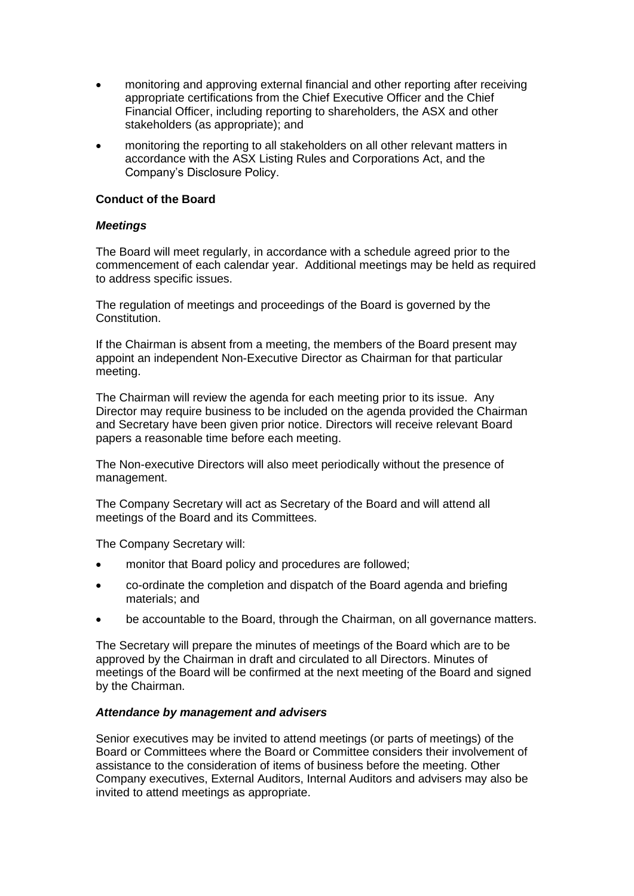- monitoring and approving external financial and other reporting after receiving appropriate certifications from the Chief Executive Officer and the Chief Financial Officer, including reporting to shareholders, the ASX and other stakeholders (as appropriate); and
- monitoring the reporting to all stakeholders on all other relevant matters in accordance with the ASX Listing Rules and Corporations Act, and the Company's Disclosure Policy.

**Conduct of the Board**

***Meetings***

The Board will meet regularly, in accordance with a schedule agreed prior to the commencement of each calendar year. Additional meetings may be held as required to address specific issues.

The regulation of meetings and proceedings of the Board is governed by the Constitution.

If the Chairman is absent from a meeting, the members of the Board present may appoint an independent Non-Executive Director as Chairman for that particular meeting.

The Chairman will review the agenda for each meeting prior to its issue. Any Director may require business to be included on the agenda provided the Chairman and Secretary have been given prior notice. Directors will receive relevant Board papers a reasonable time before each meeting.

The Non-executive Directors will also meet periodically without the presence of management.

The Company Secretary will act as Secretary of the Board and will attend all meetings of the Board and its Committees.

The Company Secretary will:

- monitor that Board policy and procedures are followed;
- co-ordinate the completion and dispatch of the Board agenda and briefing materials; and
- be accountable to the Board, through the Chairman, on all governance matters.

The Secretary will prepare the minutes of meetings of the Board which are to be approved by the Chairman in draft and circulated to all Directors. Minutes of meetings of the Board will be confirmed at the next meeting of the Board and signed by the Chairman.

***Attendance by management and advisers***

Senior executives may be invited to attend meetings (or parts of meetings) of the Board or Committees where the Board or Committee considers their involvement of assistance to the consideration of items of business before the meeting. Other Company executives, External Auditors, Internal Auditors and advisers may also be invited to attend meetings as appropriate.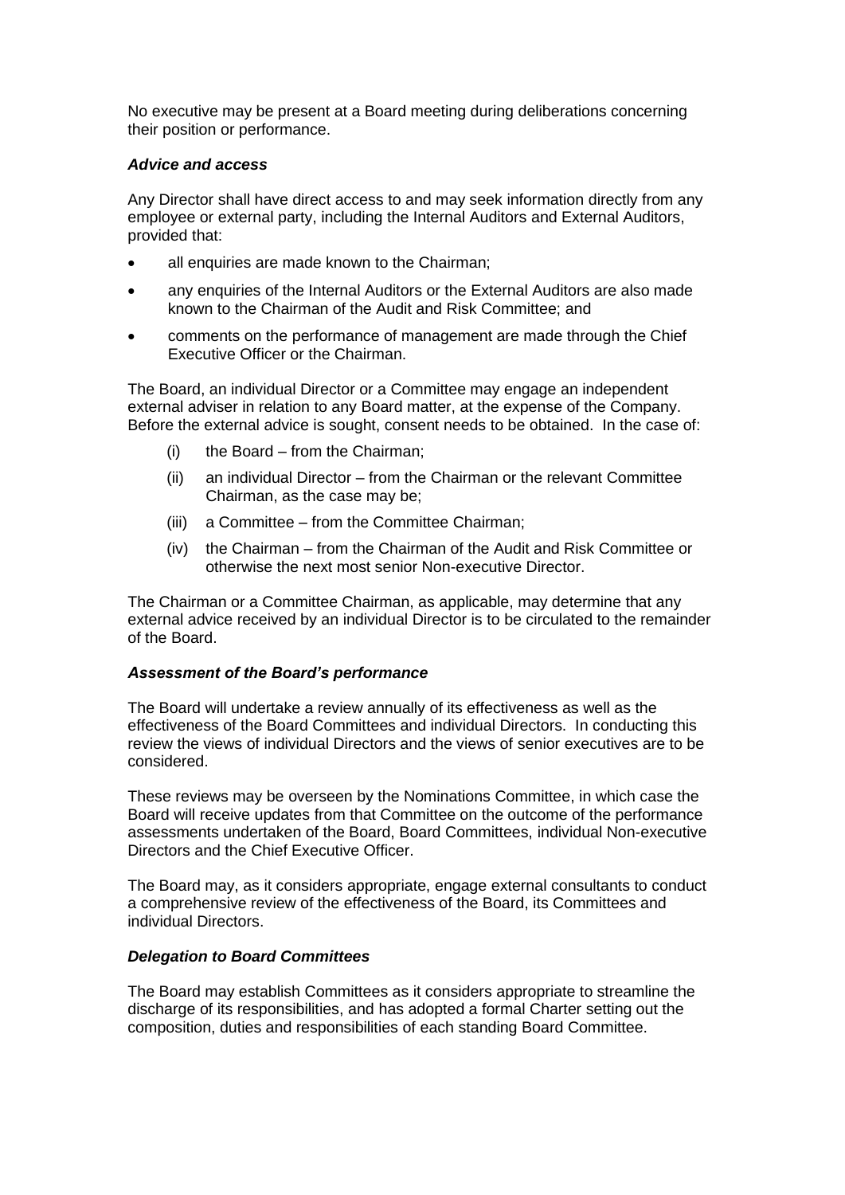No executive may be present at a Board meeting during deliberations concerning their position or performance.

***Advice and access***

Any Director shall have direct access to and may seek information directly from any employee or external party, including the Internal Auditors and External Auditors, provided that:

- all enquiries are made known to the Chairman;
- any enquiries of the Internal Auditors or the External Auditors are also made known to the Chairman of the Audit and Risk Committee; and
- comments on the performance of management are made through the Chief Executive Officer or the Chairman.

The Board, an individual Director or a Committee may engage an independent external adviser in relation to any Board matter, at the expense of the Company. Before the external advice is sought, consent needs to be obtained. In the case of:

(i) the Board – from the Chairman;

(ii) an individual Director – from the Chairman or the relevant Committee Chairman, as the case may be;

(iii) a Committee – from the Committee Chairman;

(iv) the Chairman – from the Chairman of the Audit and Risk Committee or otherwise the next most senior Non-executive Director.

The Chairman or a Committee Chairman, as applicable, may determine that any external advice received by an individual Director is to be circulated to the remainder of the Board.

***Assessment of the Board's performance***

The Board will undertake a review annually of its effectiveness as well as the effectiveness of the Board Committees and individual Directors. In conducting this review the views of individual Directors and the views of senior executives are to be considered.

These reviews may be overseen by the Nominations Committee, in which case the Board will receive updates from that Committee on the outcome of the performance assessments undertaken of the Board, Board Committees, individual Non-executive Directors and the Chief Executive Officer.

The Board may, as it considers appropriate, engage external consultants to conduct a comprehensive review of the effectiveness of the Board, its Committees and individual Directors.

***Delegation to Board Committees***

The Board may establish Committees as it considers appropriate to streamline the discharge of its responsibilities, and has adopted a formal Charter setting out the composition, duties and responsibilities of each standing Board Committee.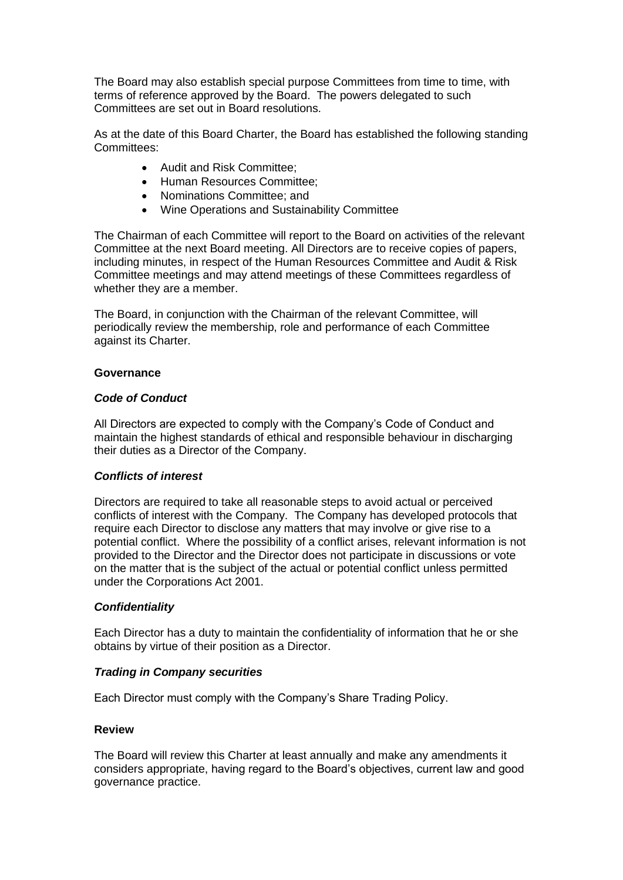The Board may also establish special purpose Committees from time to time, with terms of reference approved by the Board. The powers delegated to such Committees are set out in Board resolutions.

As at the date of this Board Charter, the Board has established the following standing Committees:

- Audit and Risk Committee;
- Human Resources Committee;
- Nominations Committee; and
- Wine Operations and Sustainability Committee

The Chairman of each Committee will report to the Board on activities of the relevant Committee at the next Board meeting. All Directors are to receive copies of papers, including minutes, in respect of the Human Resources Committee and Audit & Risk Committee meetings and may attend meetings of these Committees regardless of whether they are a member.

The Board, in conjunction with the Chairman of the relevant Committee, will periodically review the membership, role and performance of each Committee against its Charter.

**Governance**

***Code of Conduct***

All Directors are expected to comply with the Company's Code of Conduct and maintain the highest standards of ethical and responsible behaviour in discharging their duties as a Director of the Company.

***Conflicts of interest***

Directors are required to take all reasonable steps to avoid actual or perceived conflicts of interest with the Company. The Company has developed protocols that require each Director to disclose any matters that may involve or give rise to a potential conflict. Where the possibility of a conflict arises, relevant information is not provided to the Director and the Director does not participate in discussions or vote on the matter that is the subject of the actual or potential conflict unless permitted under the Corporations Act 2001.

***Confidentiality***

Each Director has a duty to maintain the confidentiality of information that he or she obtains by virtue of their position as a Director.

***Trading in Company securities***

Each Director must comply with the Company's Share Trading Policy.

**Review**

The Board will review this Charter at least annually and make any amendments it considers appropriate, having regard to the Board's objectives, current law and good governance practice.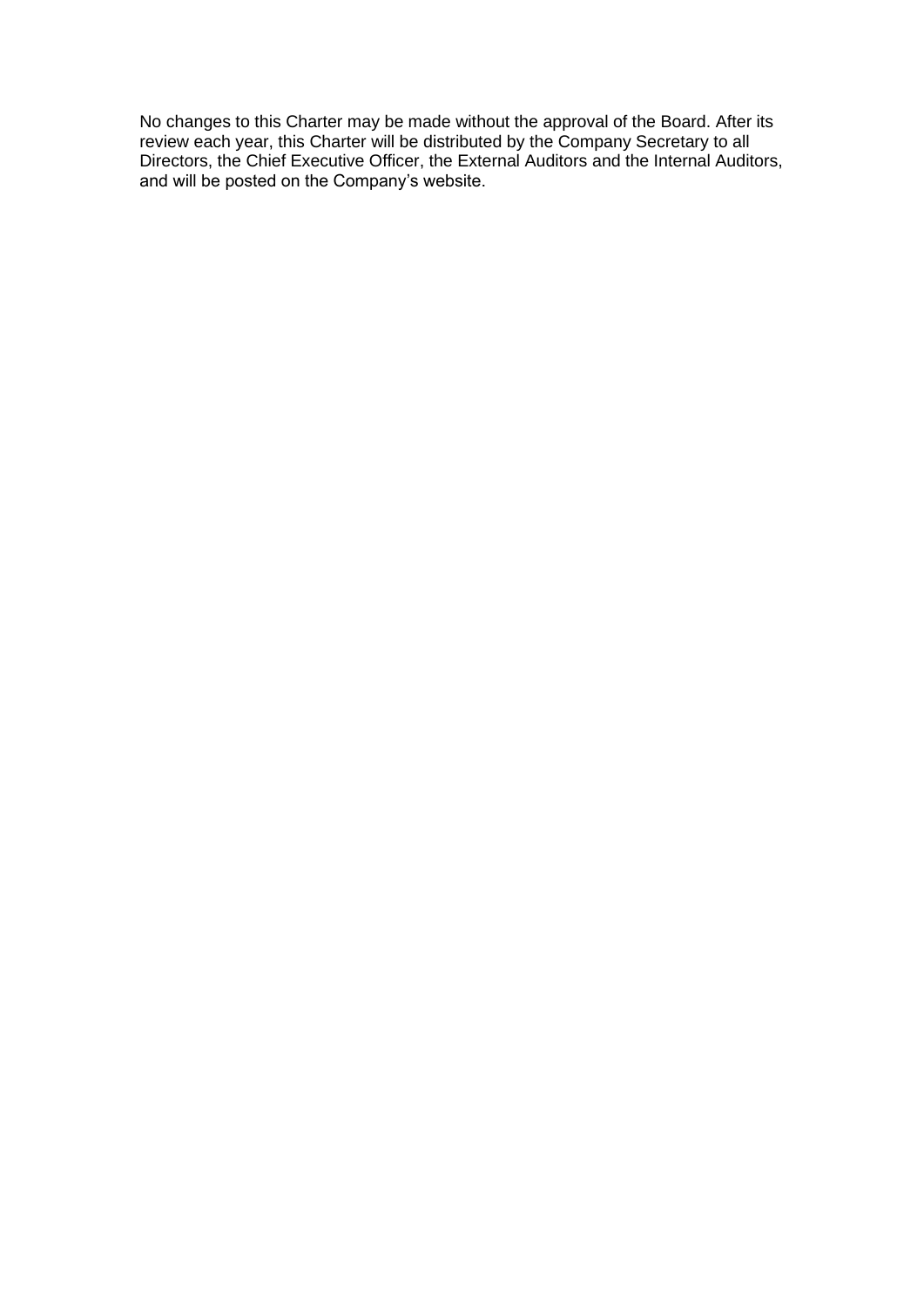No changes to this Charter may be made without the approval of the Board. After its review each year, this Charter will be distributed by the Company Secretary to all Directors, the Chief Executive Officer, the External Auditors and the Internal Auditors, and will be posted on the Company's website.